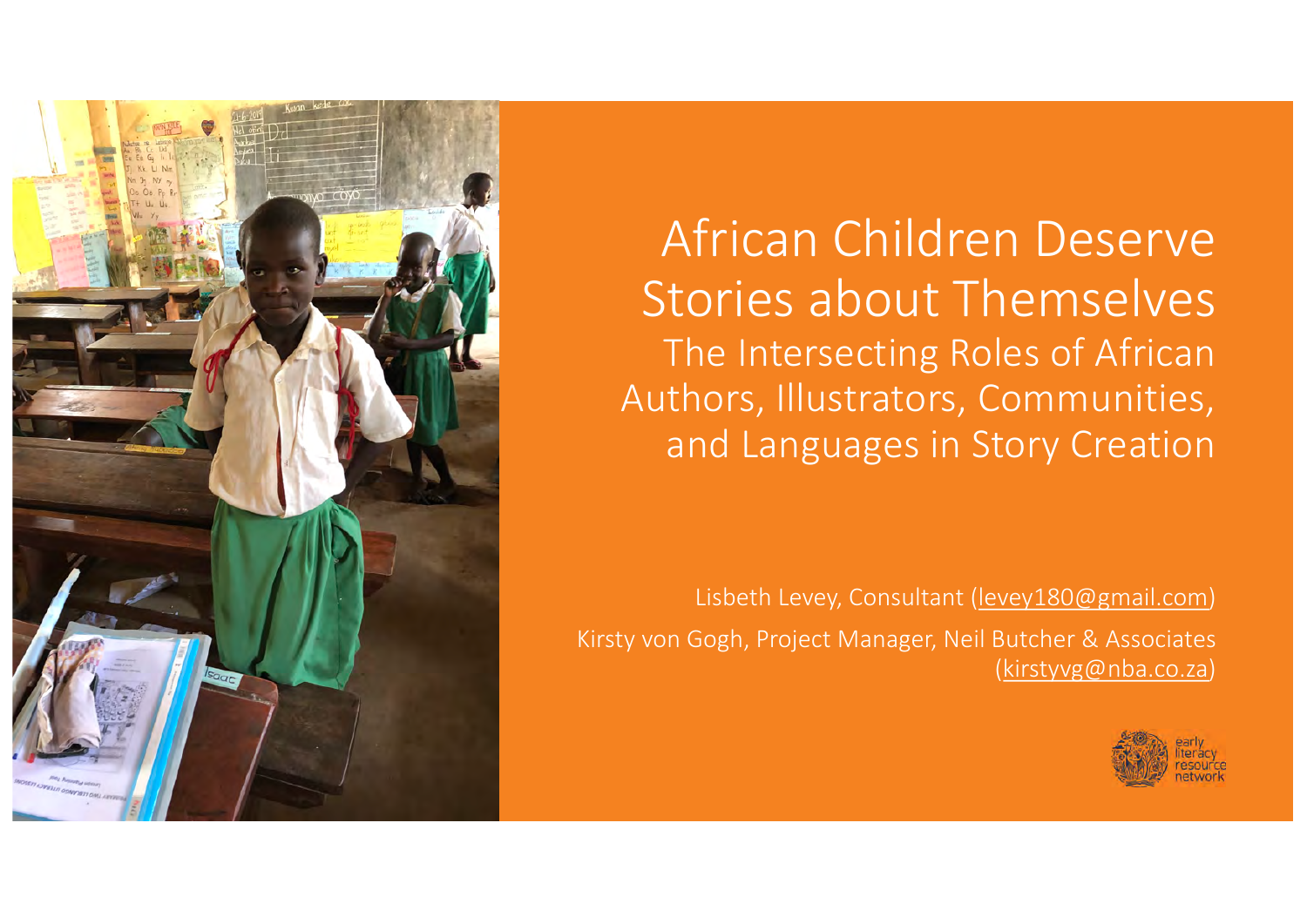# African Children Deserve Stories about Themselves

## The Intersecting Roles of African Authors, Illustrators, Communities, and Languages in Story Creation

Lisbeth Levey, Consultant (levey180@gmail.com)

Kirsty von Gogh, Project Manager, Neil Butcher & Associates (kirstyvg@nba.co.za)

early literacy resource network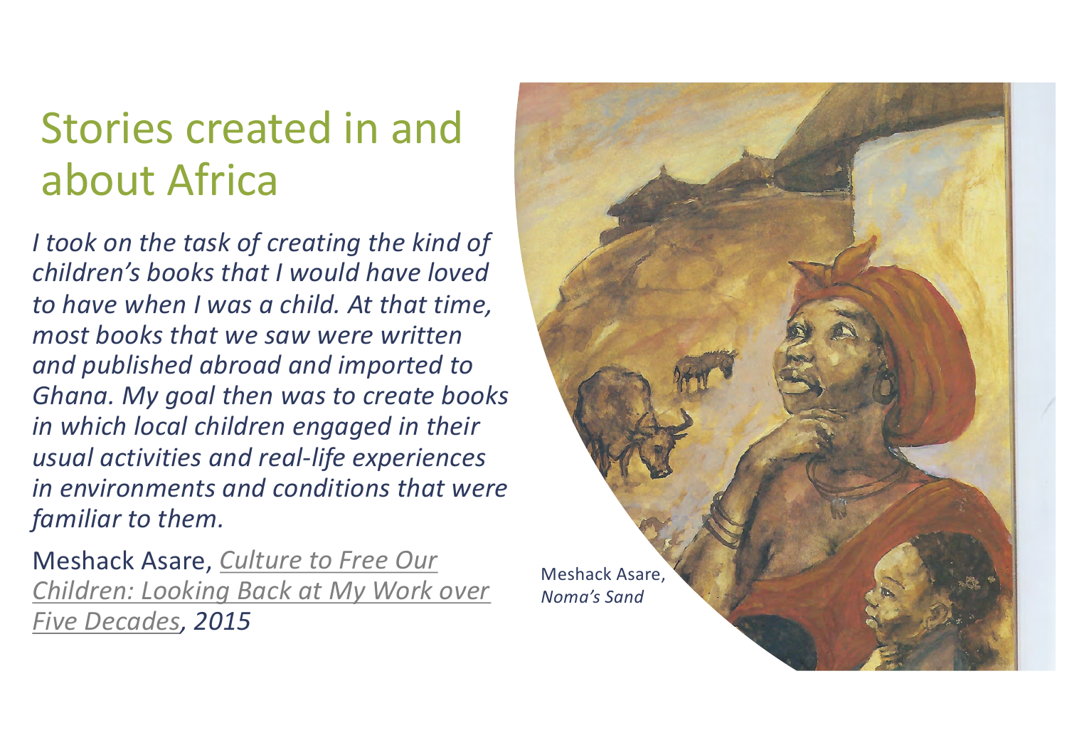# Stories created in and about Africa

*I took on the task of creating the kind of children's books that I would have loved to have when I was a child. At that time, most books that we saw were written and published abroad and imported to Ghana. My goal then was to create books in which local children engaged in their usual activities and real-life experiences in environments and conditions that were familiar to them.*

Meshack Asare, *Culture to Free Our Children: Looking Back at My Work over Five Decades, 2015*

Meshack Asare, *Noma's Sand*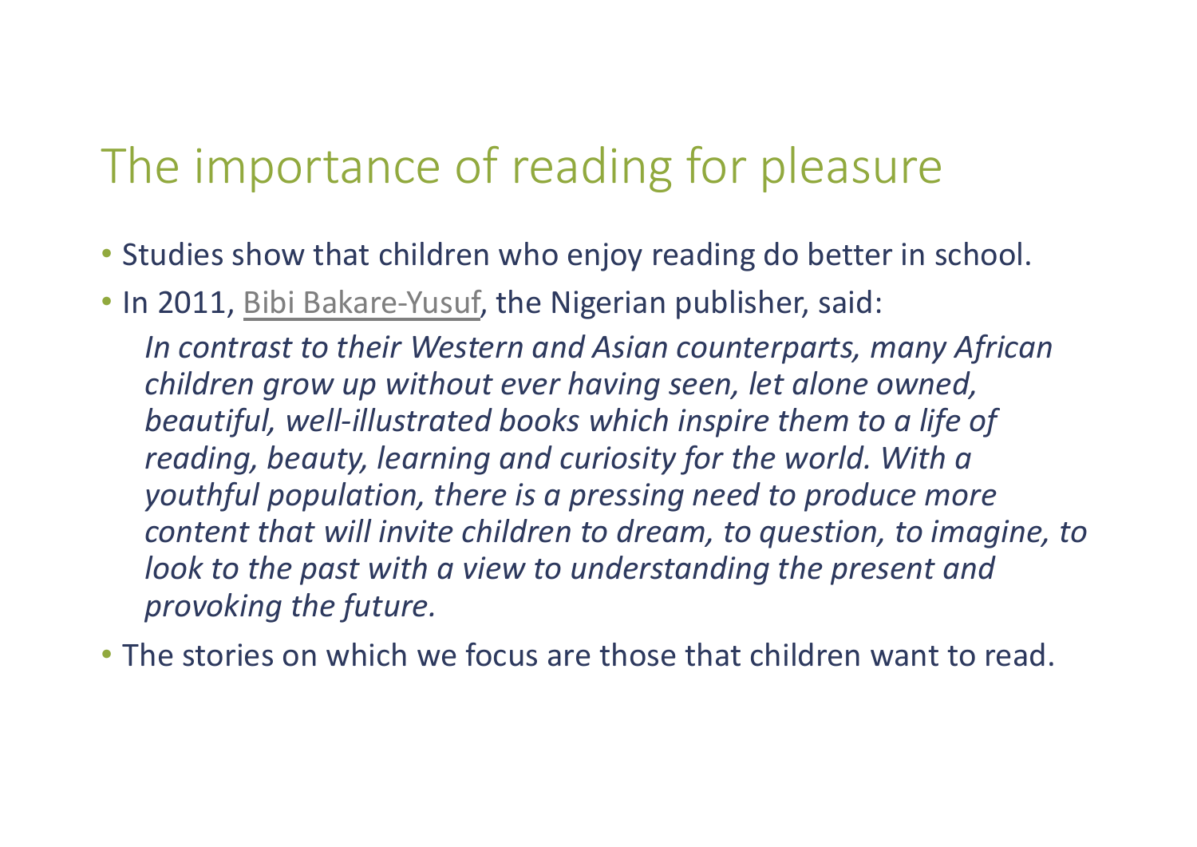# The importance of reading for pleasure

- Studies show that children who enjoy reading do better in school.
- In 2011, Bibi Bakare-Yusuf, the Nigerian publisher, said:

  *In contrast to their Western and Asian counterparts, many African children grow up without ever having seen, let alone owned, beautiful, well-illustrated books which inspire them to a life of reading, beauty, learning and curiosity for the world. With a youthful population, there is a pressing need to produce more content that will invite children to dream, to question, to imagine, to look to the past with a view to understanding the present and provoking the future.*

- The stories on which we focus are those that children want to read.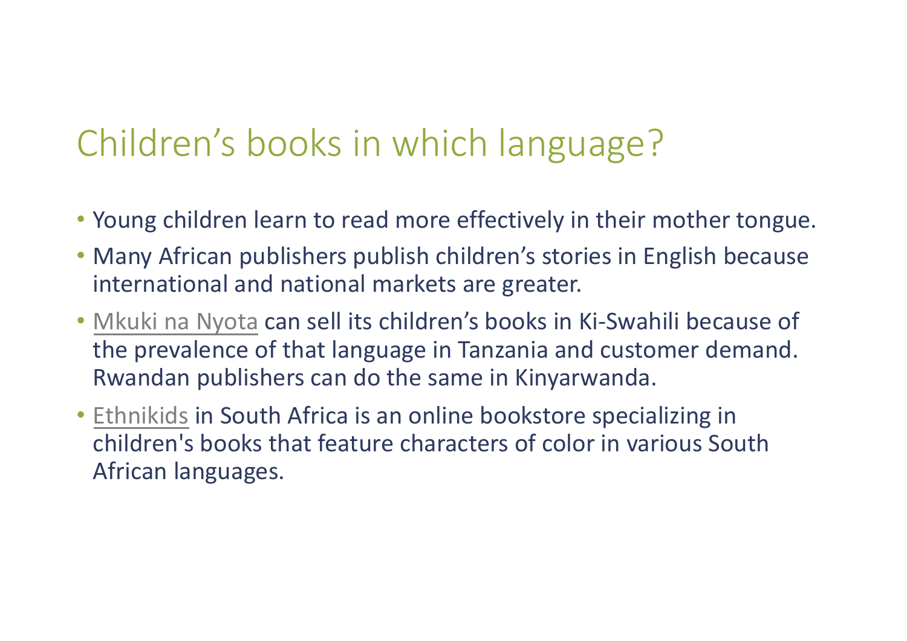# Children's books in which language?

- Young children learn to read more effectively in their mother tongue.
- Many African publishers publish children's stories in English because international and national markets are greater.
- Mkuki na Nyota can sell its children's books in Ki-Swahili because of the prevalence of that language in Tanzania and customer demand. Rwandan publishers can do the same in Kinyarwanda.
- Ethnikids in South Africa is an online bookstore specializing in children's books that feature characters of color in various South African languages.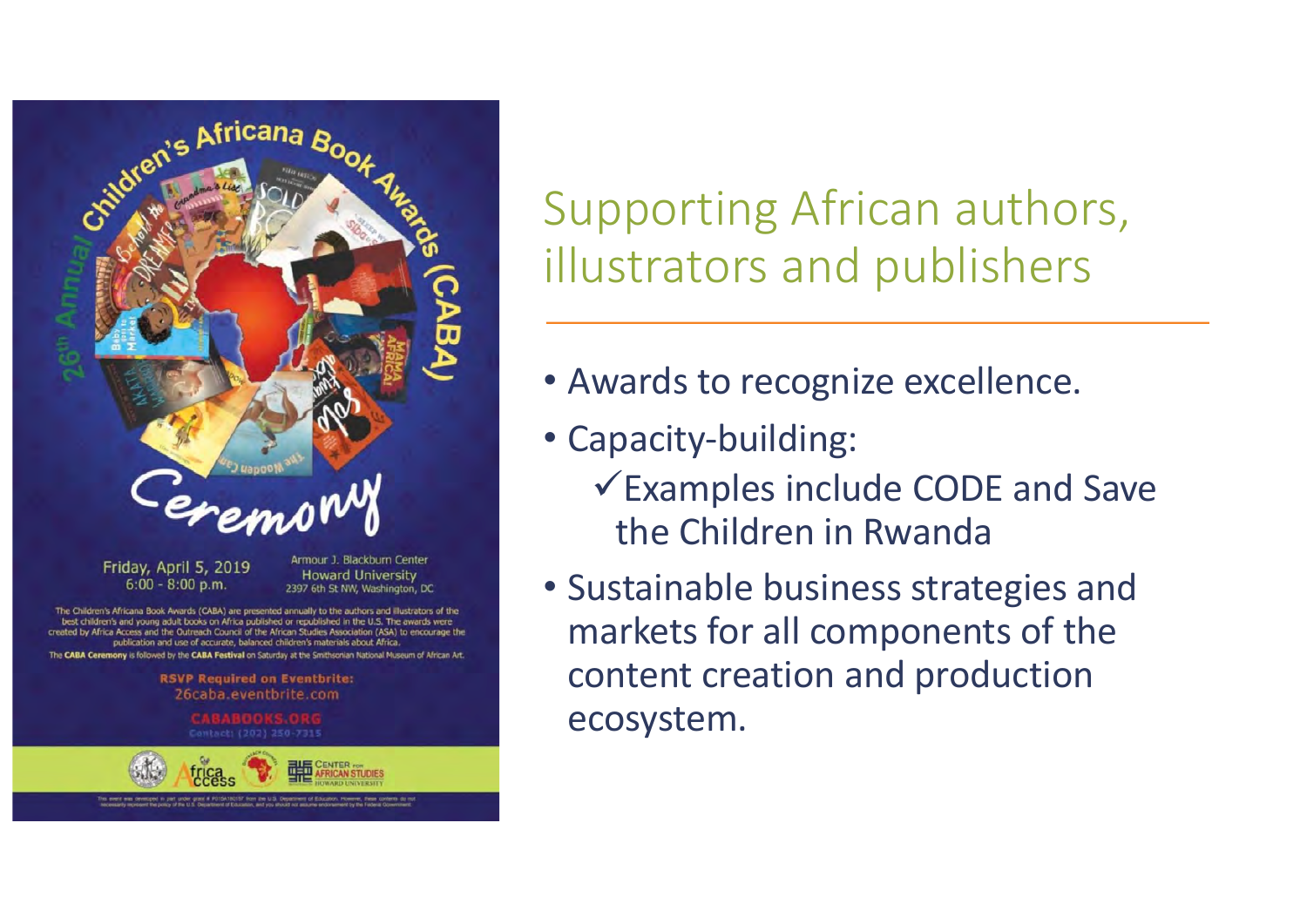## Supporting African authors, illustrators and publishers

- Awards to recognize excellence.
- Capacity-building:
  - ✓Examples include CODE and Save the Children in Rwanda
- Sustainable business strategies and markets for all components of the content creation and production ecosystem.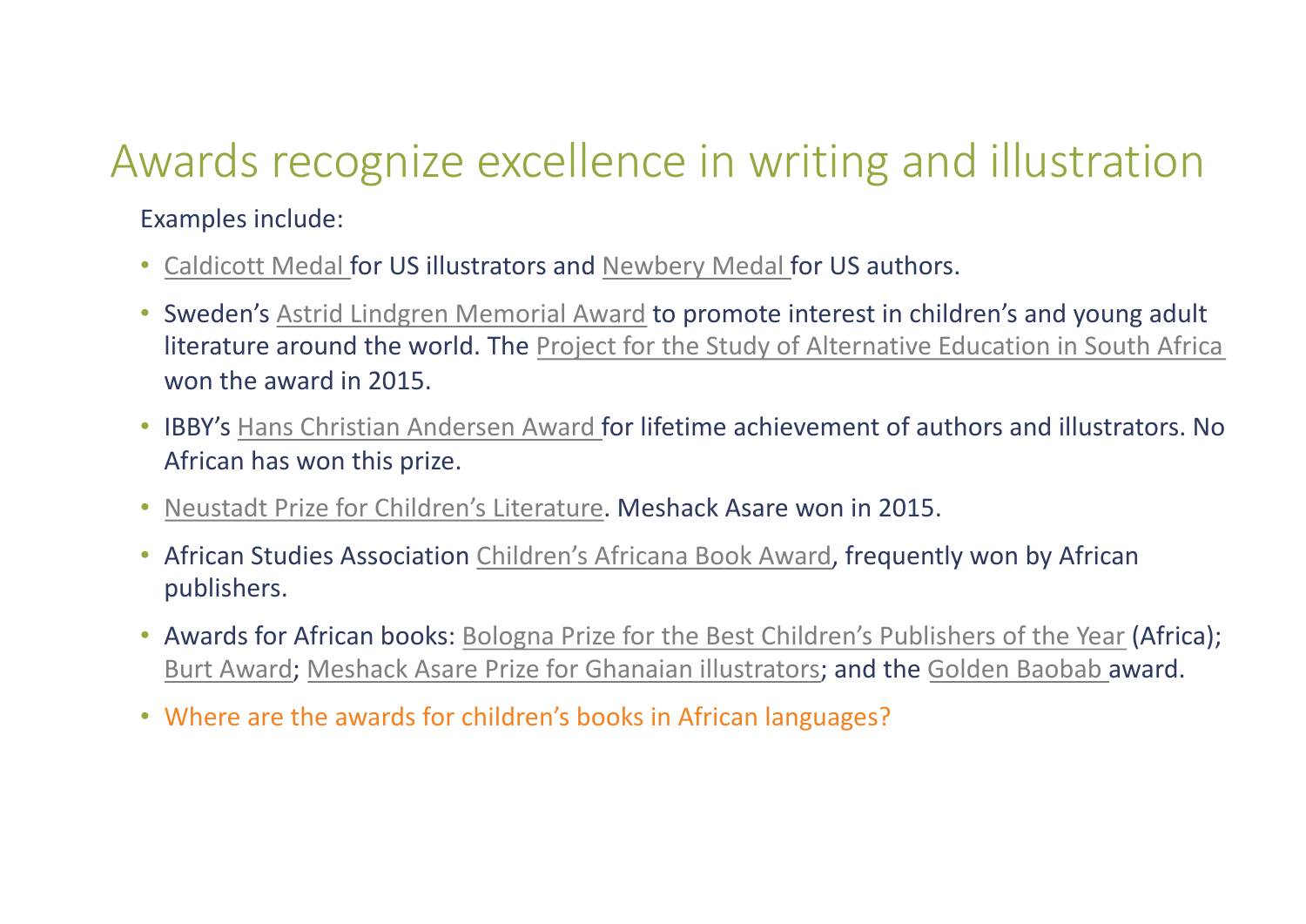# Awards recognize excellence in writing and illustration

Examples include:

- Caldicott Medal for US illustrators and Newbery Medal for US authors.
- Sweden's Astrid Lindgren Memorial Award to promote interest in children's and young adult literature around the world. The Project for the Study of Alternative Education in South Africa won the award in 2015.
- IBBY's Hans Christian Andersen Award for lifetime achievement of authors and illustrators. No African has won this prize.
- Neustadt Prize for Children's Literature. Meshack Asare won in 2015.
- African Studies Association Children's Africana Book Award, frequently won by African publishers.
- Awards for African books: Bologna Prize for the Best Children's Publishers of the Year (Africa); Burt Award; Meshack Asare Prize for Ghanaian illustrators; and the Golden Baobab award.
- Where are the awards for children's books in African languages?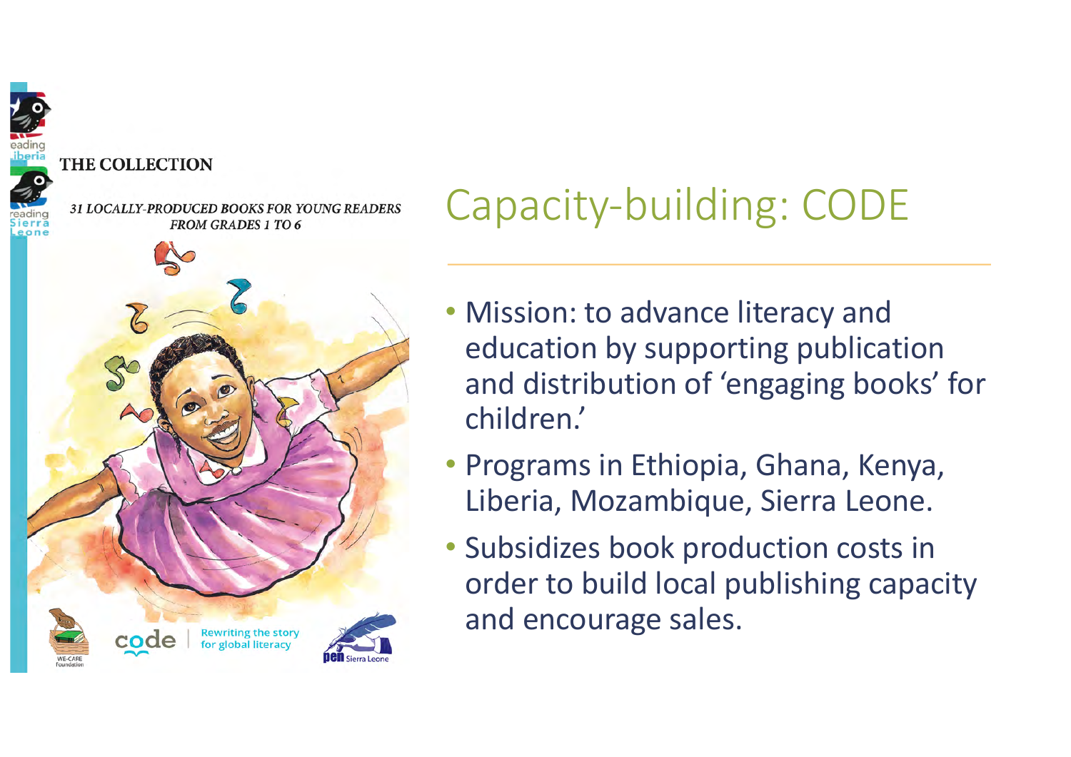# Capacity-building: CODE

- Mission: to advance literacy and education by supporting publication and distribution of 'engaging books' for children.'
- Programs in Ethiopia, Ghana, Kenya, Liberia, Mozambique, Sierra Leone.
- Subsidizes book production costs in order to build local publishing capacity and encourage sales.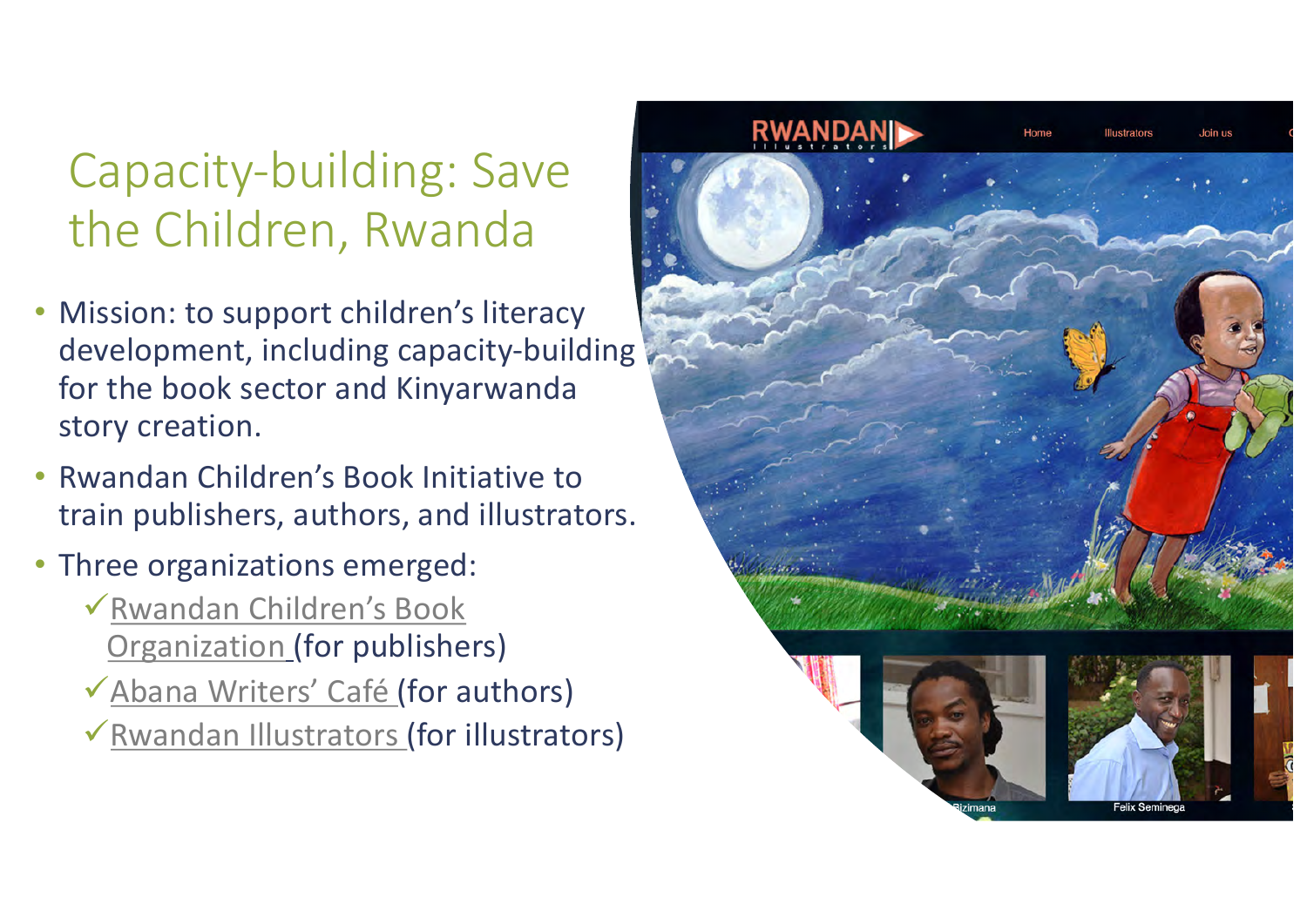# Capacity-building: Save the Children, Rwanda

- Mission: to support children's literacy development, including capacity-building for the book sector and Kinyarwanda story creation.
- Rwandan Children's Book Initiative to train publishers, authors, and illustrators.
- Three organizations emerged:
  - ✓ Rwandan Children's Book Organization (for publishers)
  - ✓ Abana Writers' Café (for authors)
  - ✓ Rwandan Illustrators (for illustrators)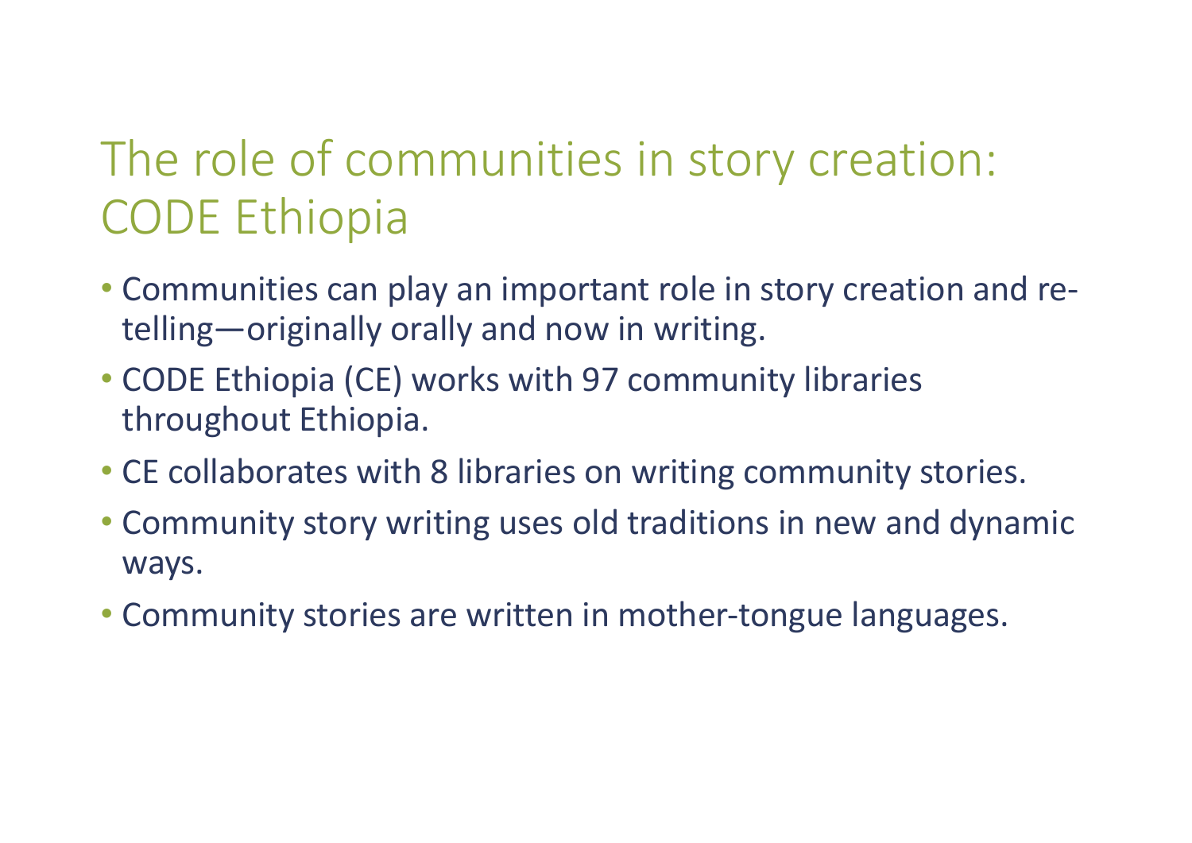# The role of communities in story creation: CODE Ethiopia

- Communities can play an important role in story creation and re-telling—originally orally and now in writing.
- CODE Ethiopia (CE) works with 97 community libraries throughout Ethiopia.
- CE collaborates with 8 libraries on writing community stories.
- Community story writing uses old traditions in new and dynamic ways.
- Community stories are written in mother-tongue languages.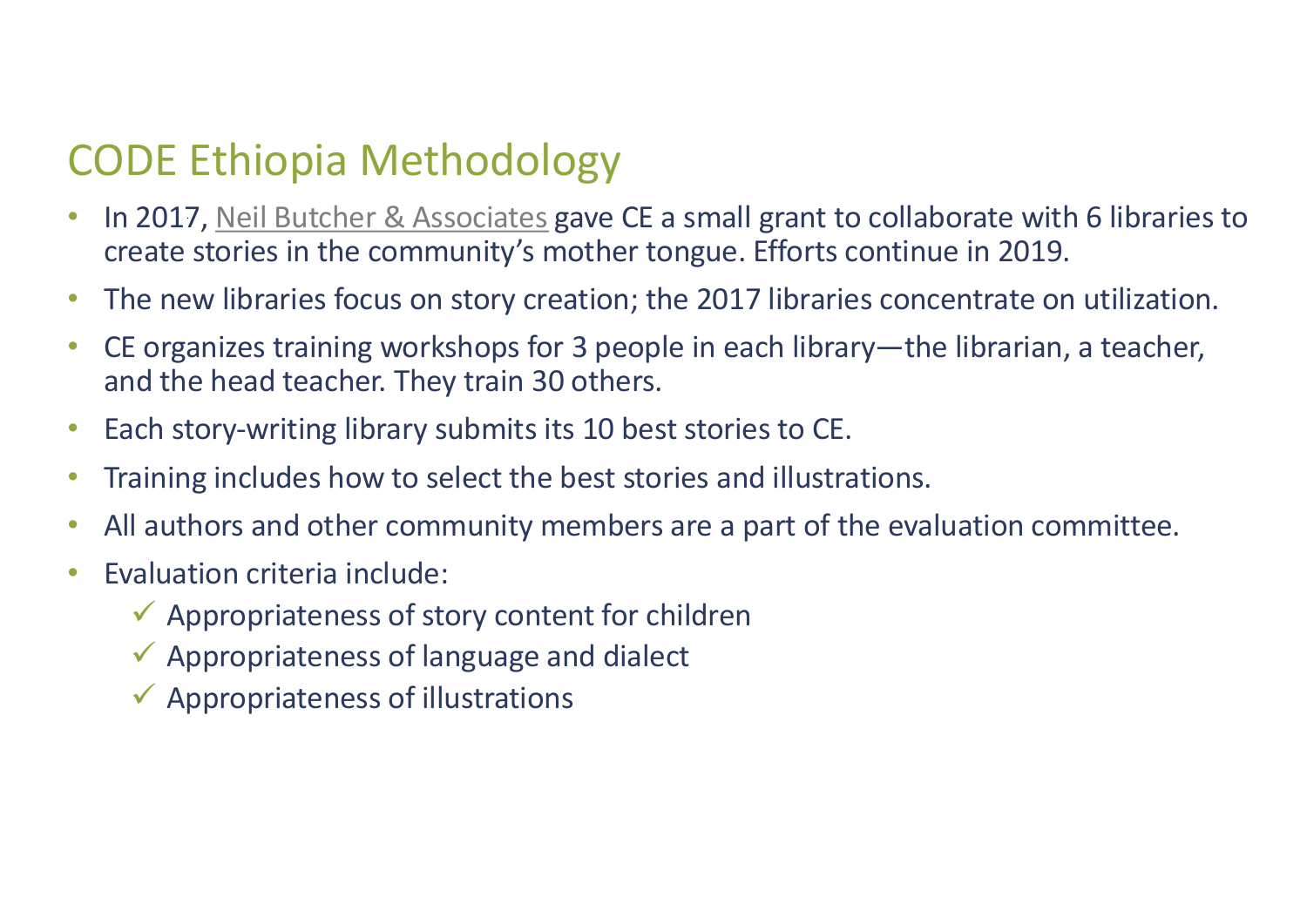# CODE Ethiopia Methodology

- In 2017, Neil Butcher & Associates gave CE a small grant to collaborate with 6 libraries to create stories in the community's mother tongue. Efforts continue in 2019.
- The new libraries focus on story creation; the 2017 libraries concentrate on utilization.
- CE organizes training workshops for 3 people in each library—the librarian, a teacher, and the head teacher. They train 30 others.
- Each story-writing library submits its 10 best stories to CE.
- Training includes how to select the best stories and illustrations.
- All authors and other community members are a part of the evaluation committee.
- Evaluation criteria include:
  - ✓ Appropriateness of story content for children
  - ✓ Appropriateness of language and dialect
  - ✓ Appropriateness of illustrations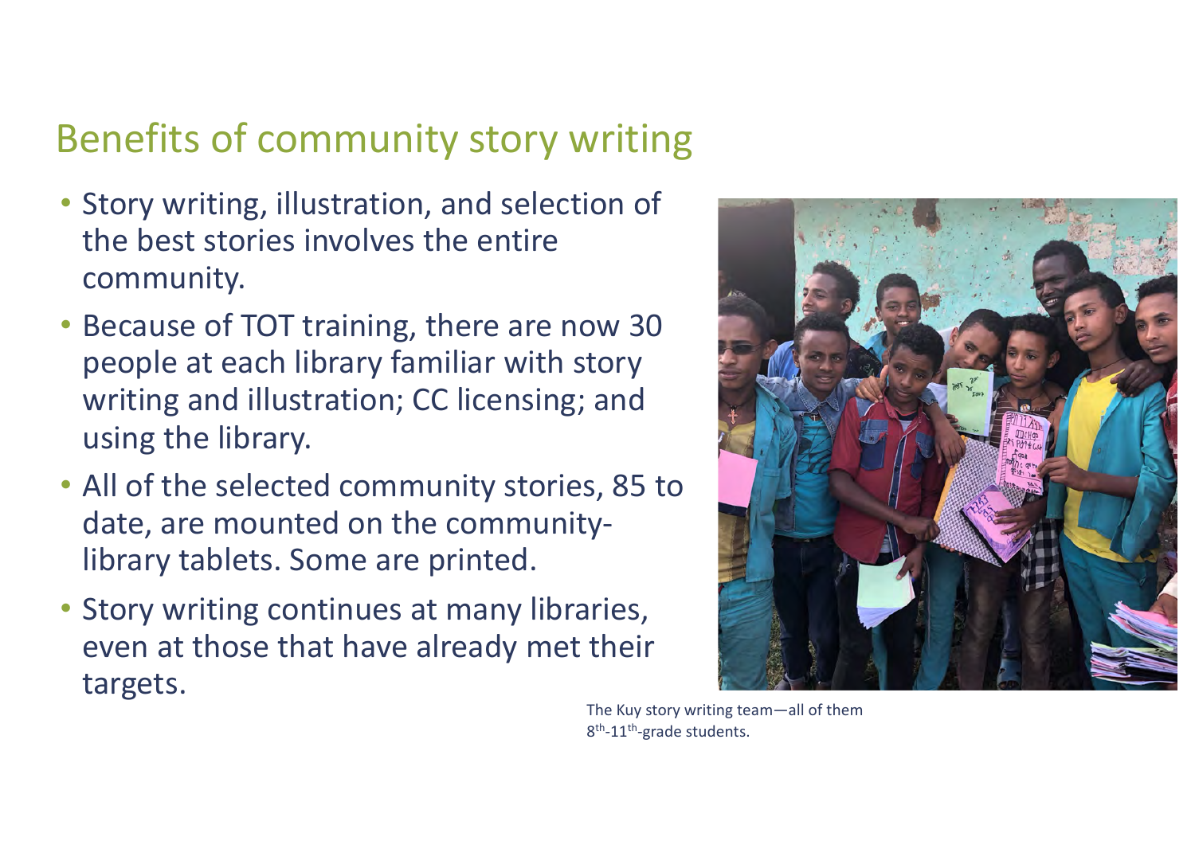## Benefits of community story writing

- Story writing, illustration, and selection of the best stories involves the entire community.
- Because of TOT training, there are now 30 people at each library familiar with story writing and illustration; CC licensing; and using the library.
- All of the selected community stories, 85 to date, are mounted on the community-library tablets. Some are printed.
- Story writing continues at many libraries, even at those that have already met their targets.

The Kuy story writing team—all of them 8th-11th-grade students.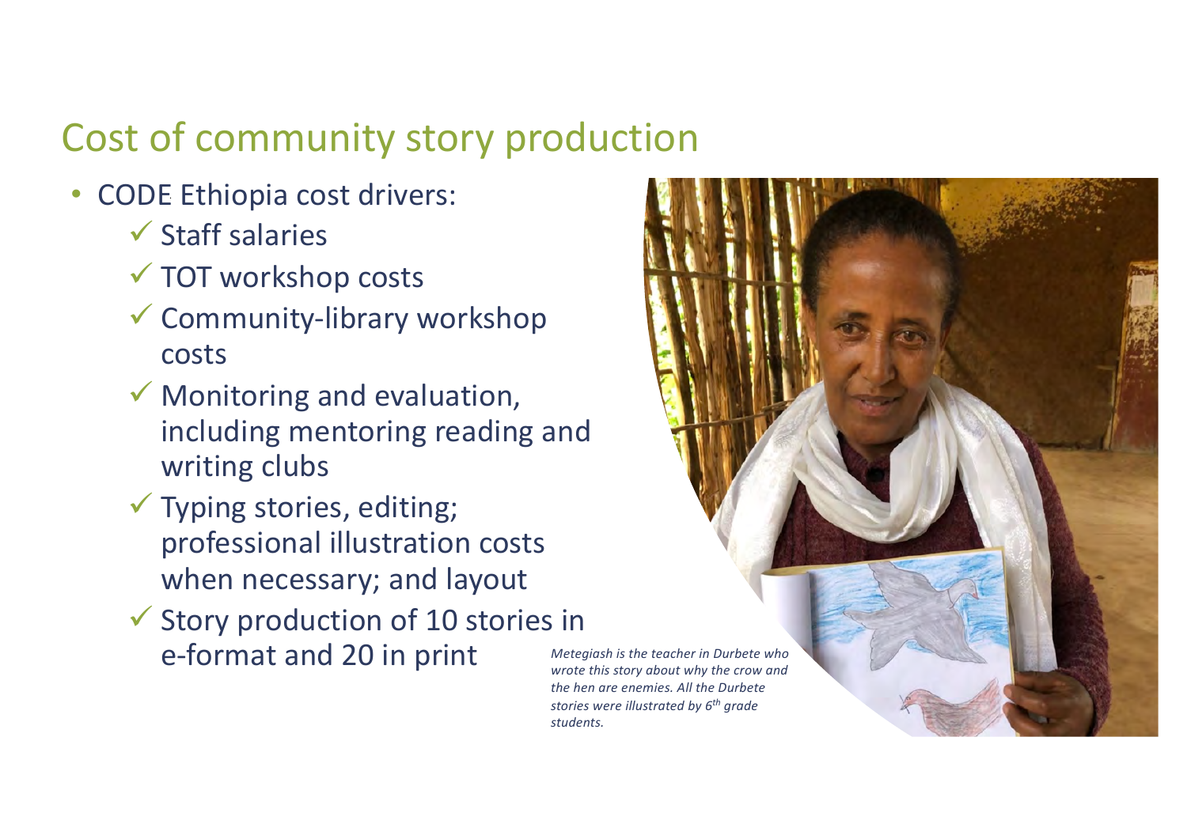## Cost of community story production

- CODE Ethiopia cost drivers:
  - ✓ Staff salaries
  - ✓ TOT workshop costs
  - ✓ Community-library workshop costs
  - ✓ Monitoring and evaluation, including mentoring reading and writing clubs
  - ✓ Typing stories, editing; professional illustration costs when necessary; and layout
  - ✓ Story production of 10 stories in e-format and 20 in print

*Metegiash is the teacher in Durbete who wrote this story about why the crow and the hen are enemies. All the Durbete stories were illustrated by 6th grade students.*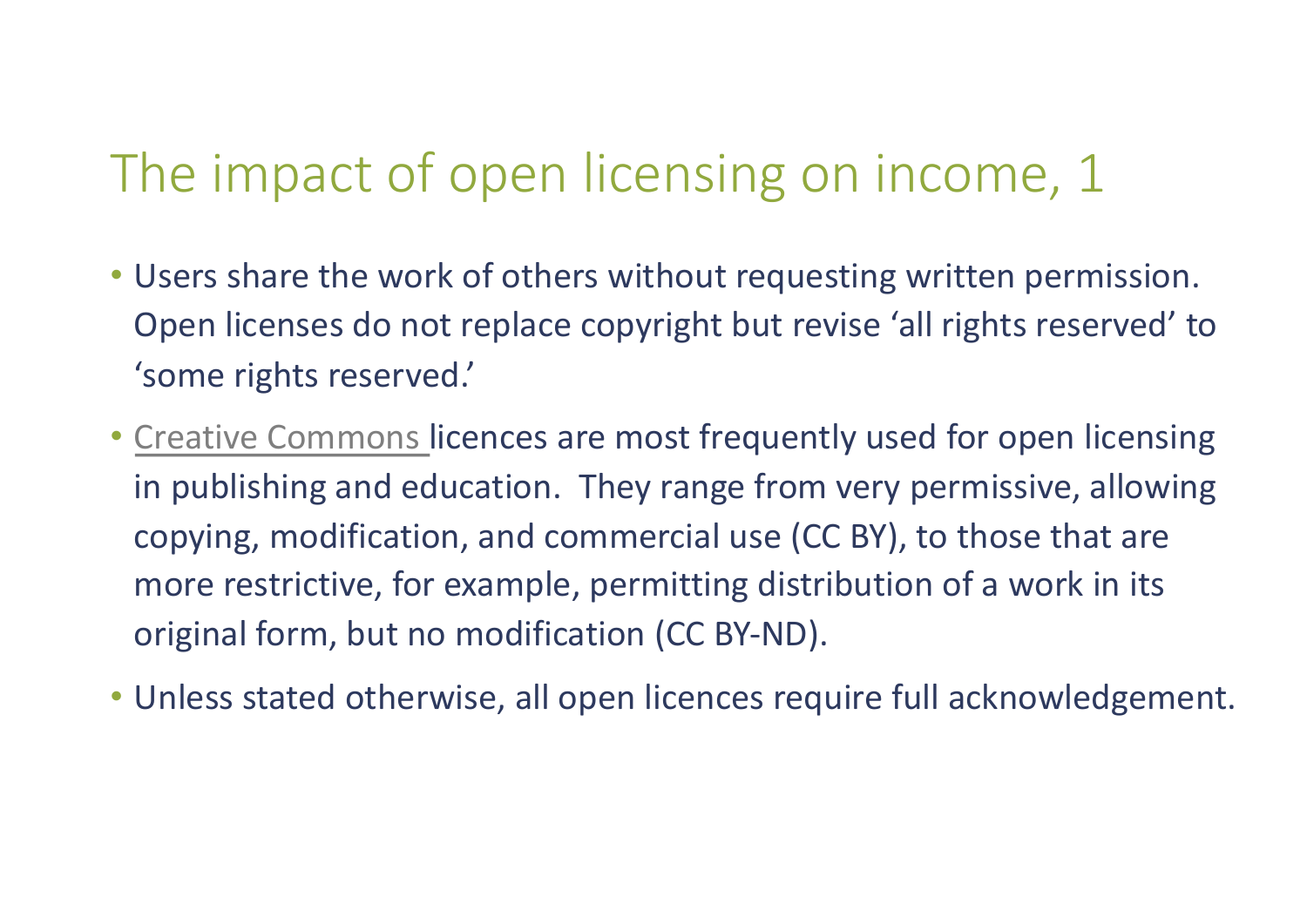# The impact of open licensing on income, 1

- Users share the work of others without requesting written permission. Open licenses do not replace copyright but revise ‘all rights reserved’ to ‘some rights reserved.’
- Creative Commons licences are most frequently used for open licensing in publishing and education. They range from very permissive, allowing copying, modification, and commercial use (CC BY), to those that are more restrictive, for example, permitting distribution of a work in its original form, but no modification (CC BY-ND).
- Unless stated otherwise, all open licences require full acknowledgement.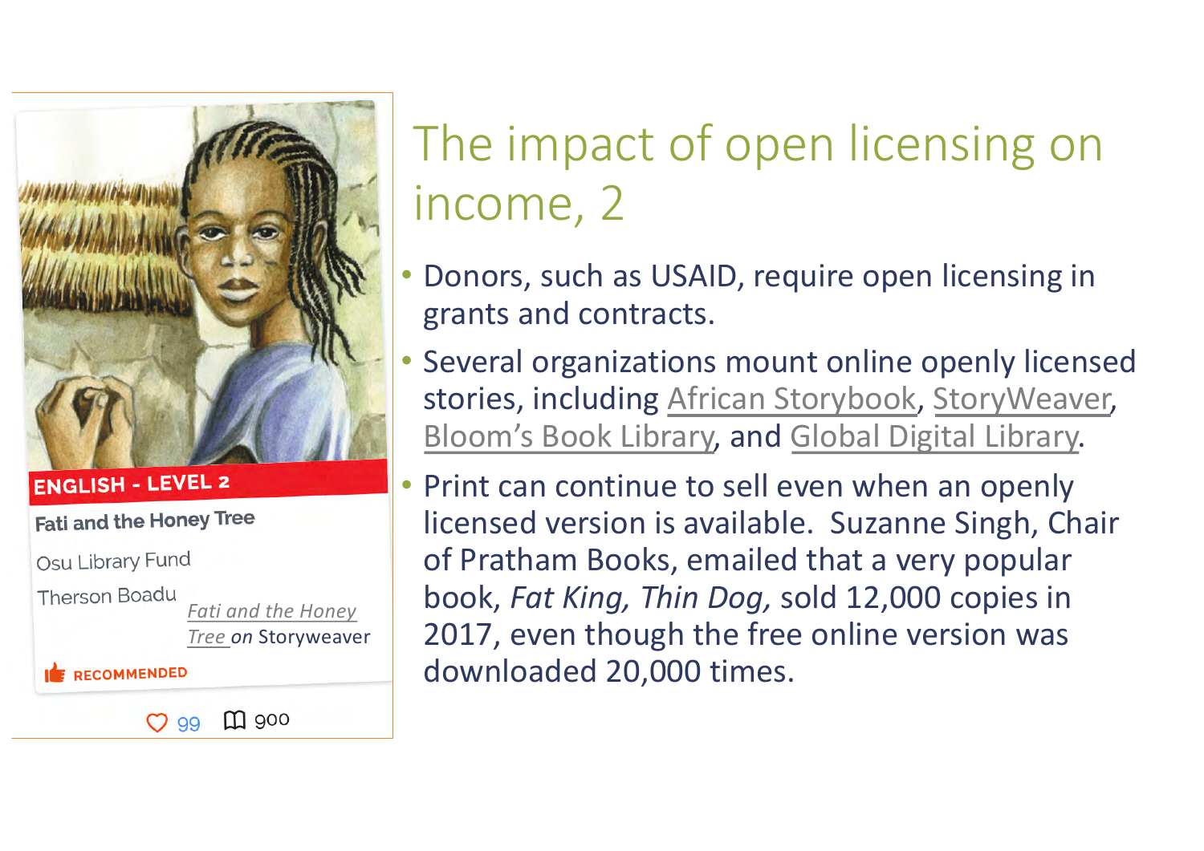# The impact of open licensing on income, 2

- Donors, such as USAID, require open licensing in grants and contracts.
- Several organizations mount online openly licensed stories, including African Storybook, StoryWeaver, Bloom's Book Library, and Global Digital Library.
- Print can continue to sell even when an openly licensed version is available. Suzanne Singh, Chair of Pratham Books, emailed that a very popular book, *Fat King, Thin Dog,* sold 12,000 copies in 2017, even though the free online version was downloaded 20,000 times.

ENGLISH - LEVEL 2

Fati and the Honey Tree

Osu Library Fund

Therson Boadu

RECOMMENDED

99 900

*Fati and the Honey Tree on* Storyweaver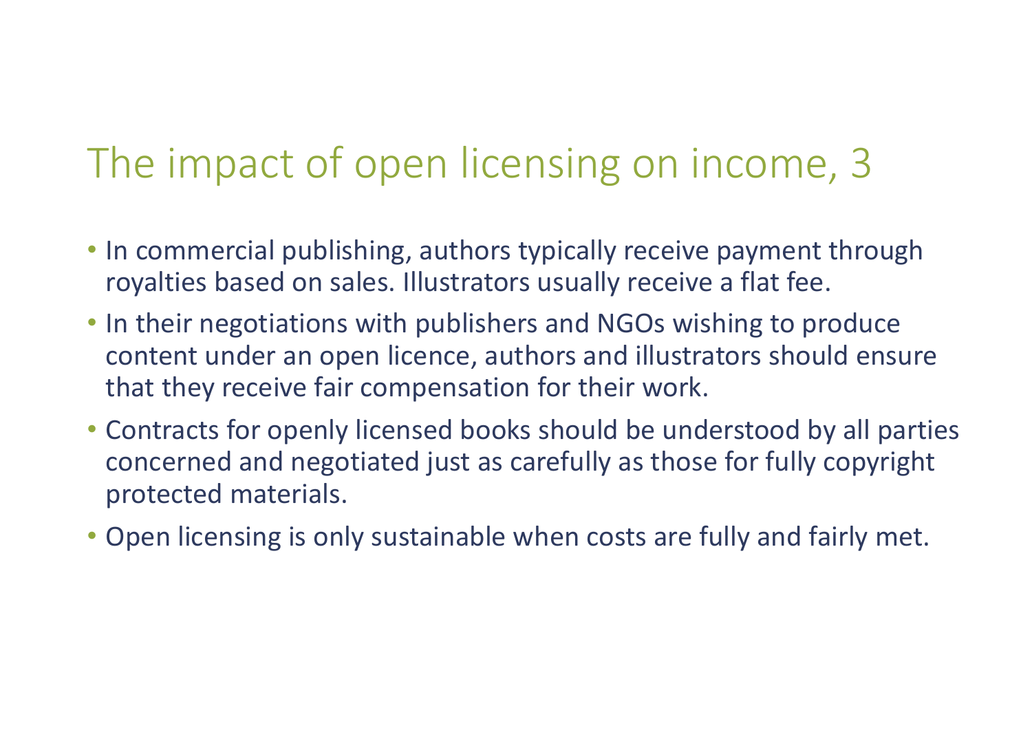# The impact of open licensing on income, 3

- In commercial publishing, authors typically receive payment through royalties based on sales. Illustrators usually receive a flat fee.
- In their negotiations with publishers and NGOs wishing to produce content under an open licence, authors and illustrators should ensure that they receive fair compensation for their work.
- Contracts for openly licensed books should be understood by all parties concerned and negotiated just as carefully as those for fully copyright protected materials.
- Open licensing is only sustainable when costs are fully and fairly met.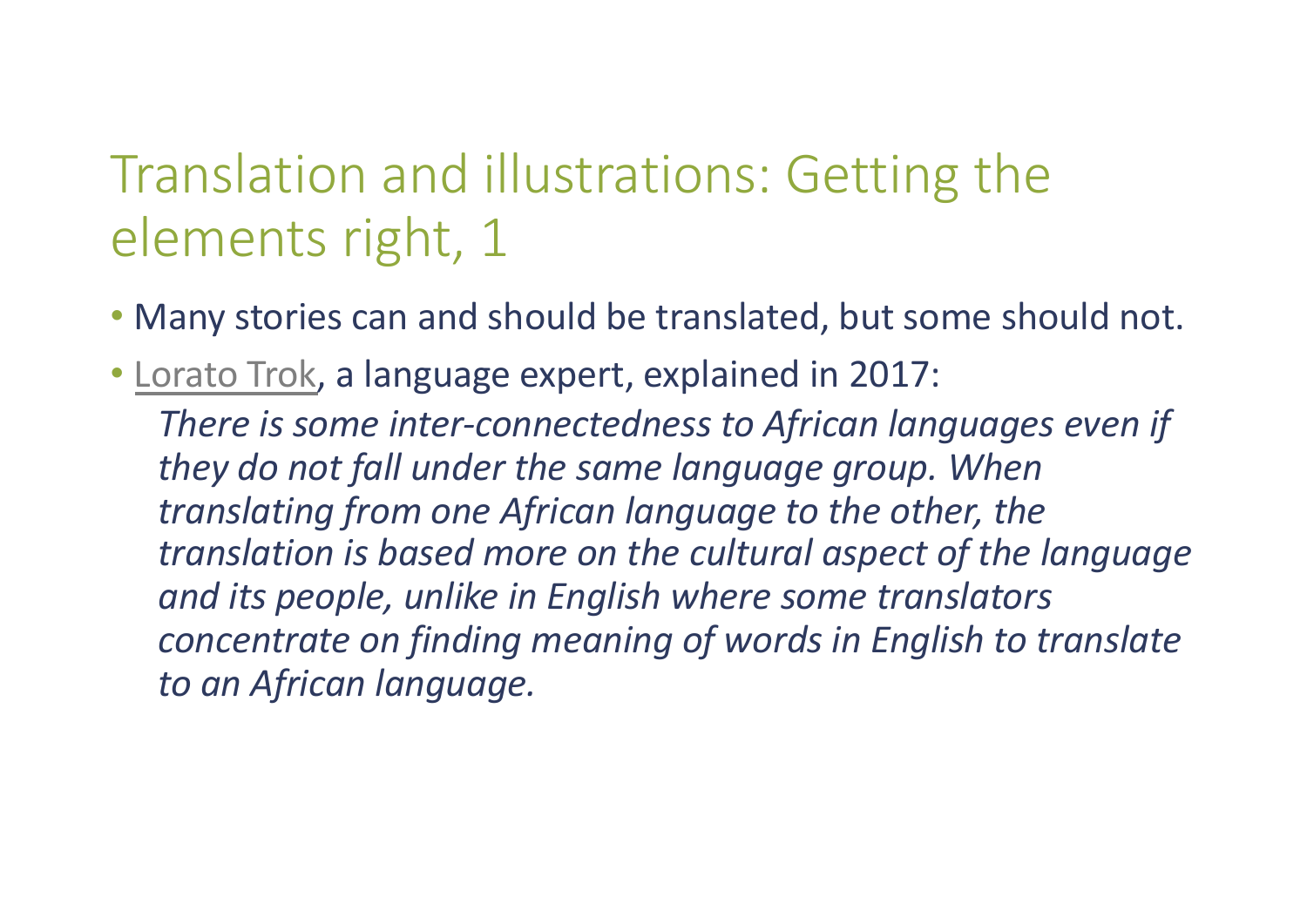# Translation and illustrations: Getting the elements right, 1

- Many stories can and should be translated, but some should not.
- Lorato Trok, a language expert, explained in 2017:

  *There is some inter-connectedness to African languages even if they do not fall under the same language group. When translating from one African language to the other, the translation is based more on the cultural aspect of the language and its people, unlike in English where some translators concentrate on finding meaning of words in English to translate to an African language.*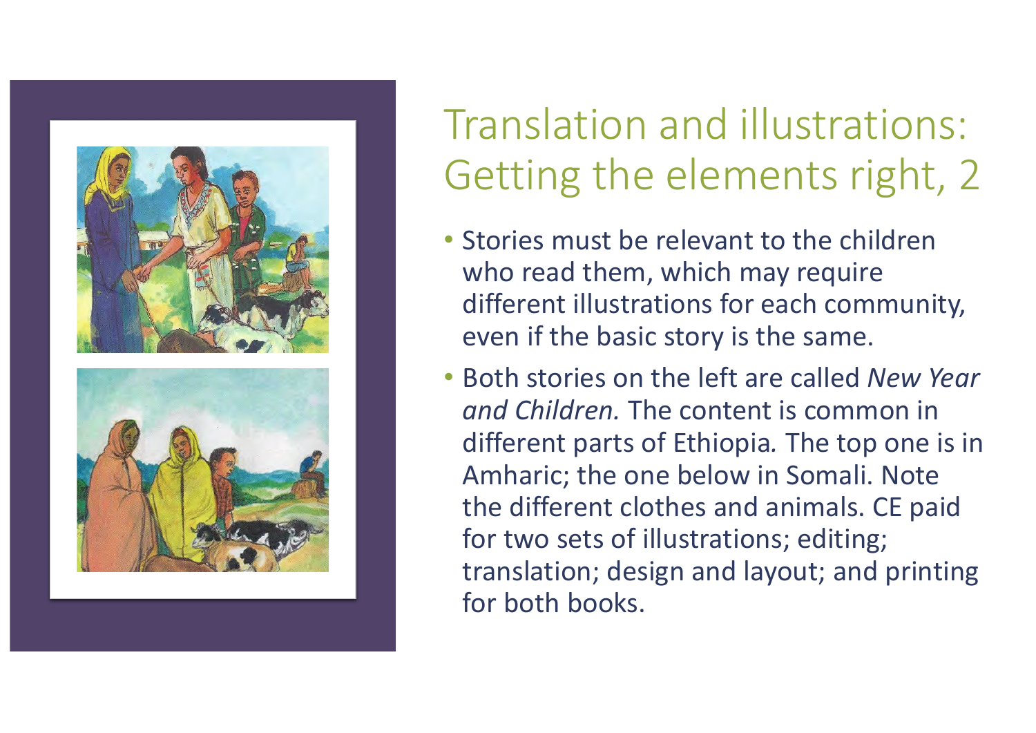# Translation and illustrations: Getting the elements right, 2

- Stories must be relevant to the children who read them, which may require different illustrations for each community, even if the basic story is the same.
- Both stories on the left are called *New Year and Children.* The content is common in different parts of Ethiopia. The top one is in Amharic; the one below in Somali. Note the different clothes and animals. CE paid for two sets of illustrations; editing; translation; design and layout; and printing for both books.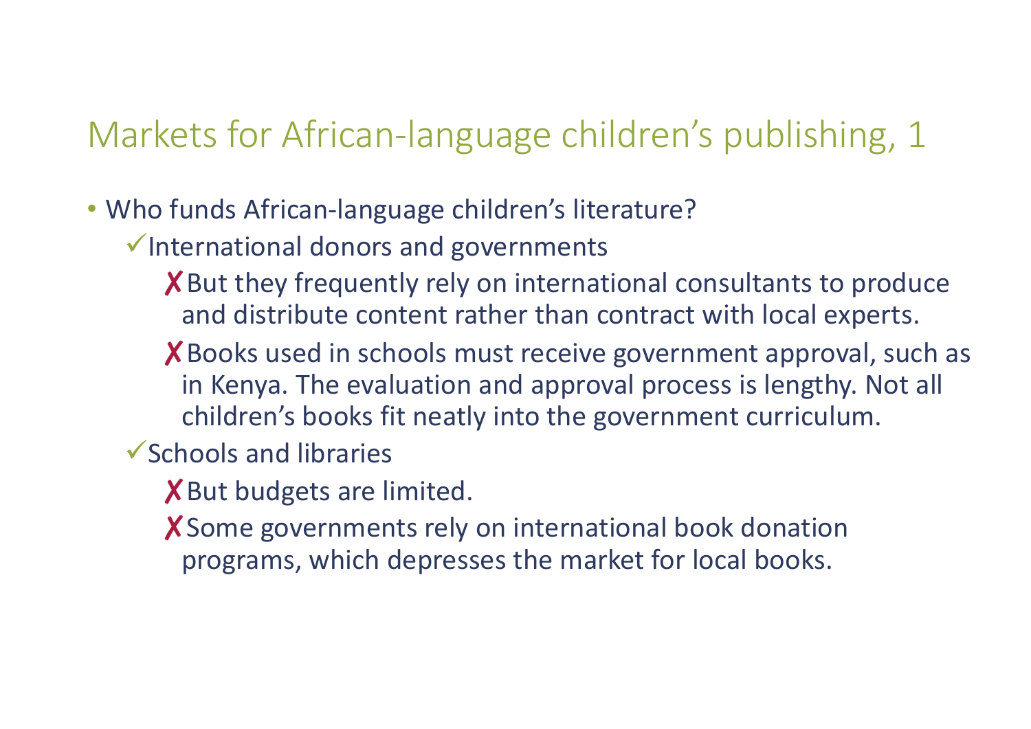# Markets for African-language children's publishing, 1

- Who funds African-language children's literature?
  - ✓International donors and governments
    - ✗But they frequently rely on international consultants to produce and distribute content rather than contract with local experts.
    - ✗Books used in schools must receive government approval, such as in Kenya. The evaluation and approval process is lengthy. Not all children's books fit neatly into the government curriculum.
  - ✓Schools and libraries
    - ✗But budgets are limited.
    - ✗Some governments rely on international book donation programs, which depresses the market for local books.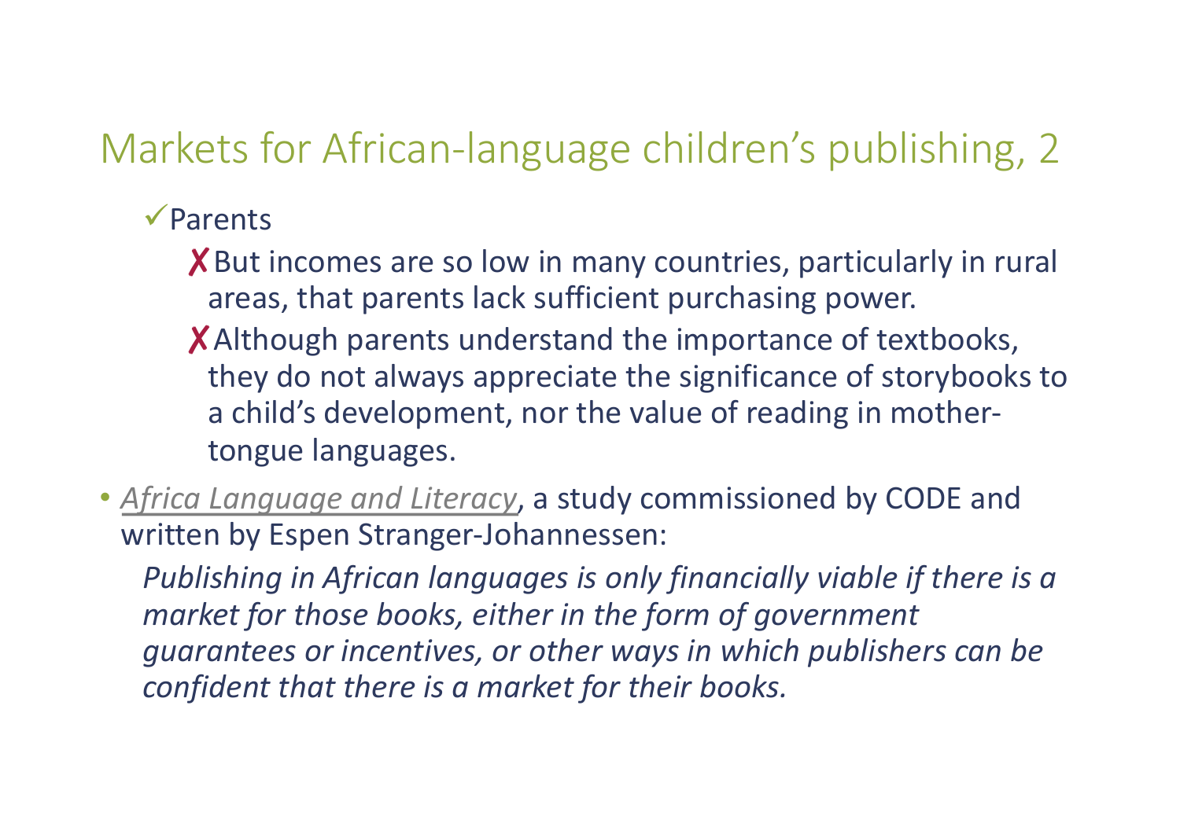## Markets for African-language children's publishing, 2

- ✓Parents
  - ✗But incomes are so low in many countries, particularly in rural areas, that parents lack sufficient purchasing power.
  - ✗Although parents understand the importance of textbooks, they do not always appreciate the significance of storybooks to a child's development, nor the value of reading in mother-tongue languages.
- *Africa Language and Literacy*, a study commissioned by CODE and written by Espen Stranger-Johannessen:

  *Publishing in African languages is only financially viable if there is a market for those books, either in the form of government guarantees or incentives, or other ways in which publishers can be confident that there is a market for their books.*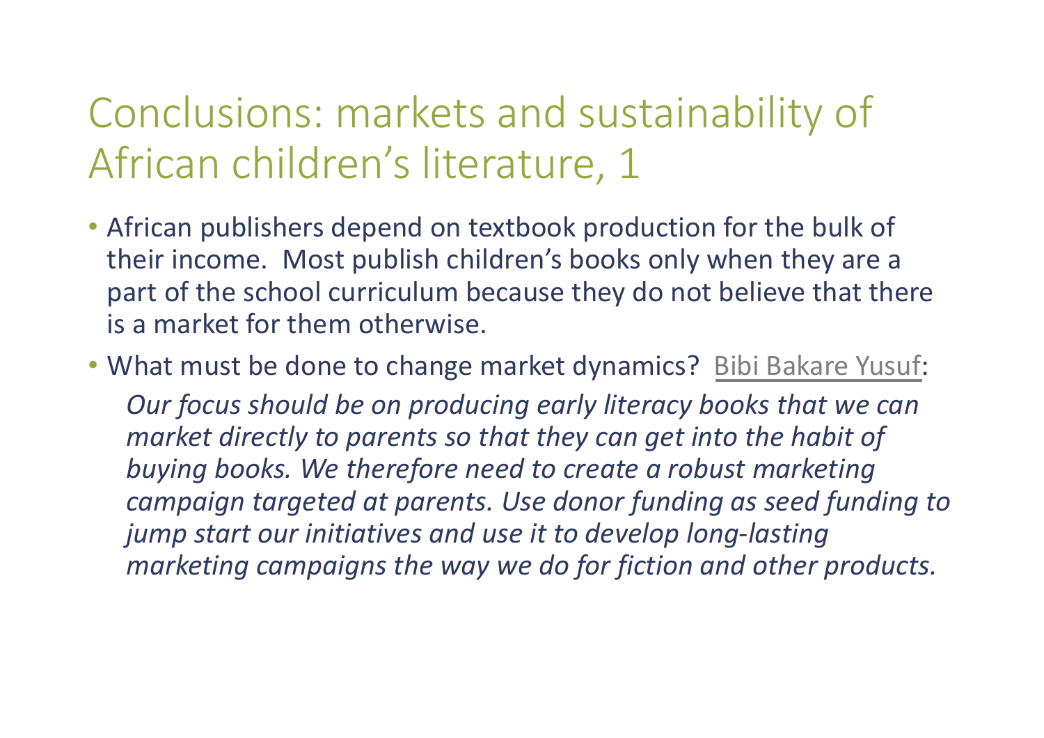# Conclusions: markets and sustainability of African children's literature, 1

- African publishers depend on textbook production for the bulk of their income. Most publish children's books only when they are a part of the school curriculum because they do not believe that there is a market for them otherwise.
- What must be done to change market dynamics? Bibi Bakare Yusuf:

  *Our focus should be on producing early literacy books that we can market directly to parents so that they can get into the habit of buying books. We therefore need to create a robust marketing campaign targeted at parents. Use donor funding as seed funding to jump start our initiatives and use it to develop long-lasting marketing campaigns the way we do for fiction and other products.*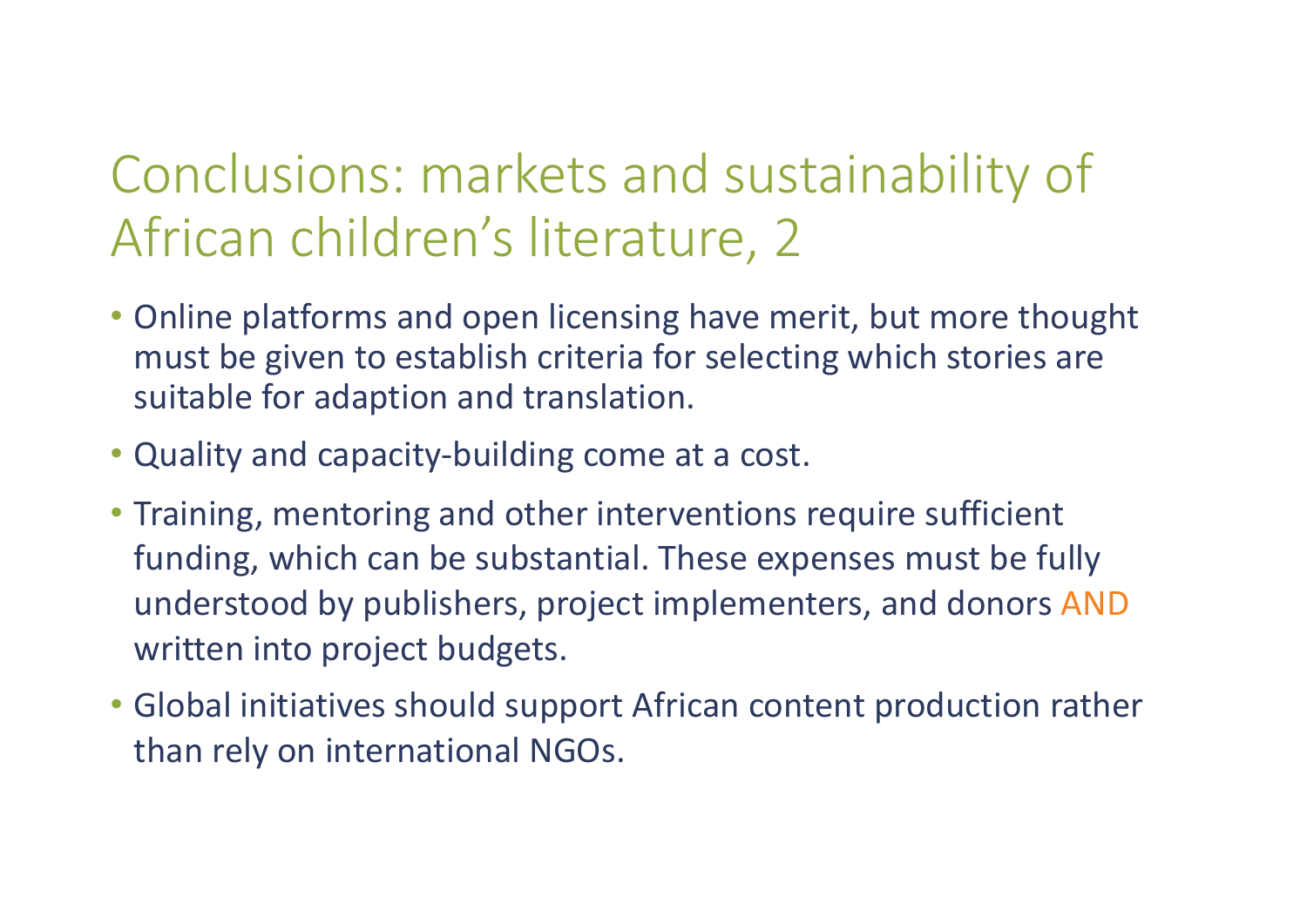# Conclusions: markets and sustainability of African children's literature, 2

- Online platforms and open licensing have merit, but more thought must be given to establish criteria for selecting which stories are suitable for adaption and translation.
- Quality and capacity-building come at a cost.
- Training, mentoring and other interventions require sufficient funding, which can be substantial. These expenses must be fully understood by publishers, project implementers, and donors AND written into project budgets.
- Global initiatives should support African content production rather than rely on international NGOs.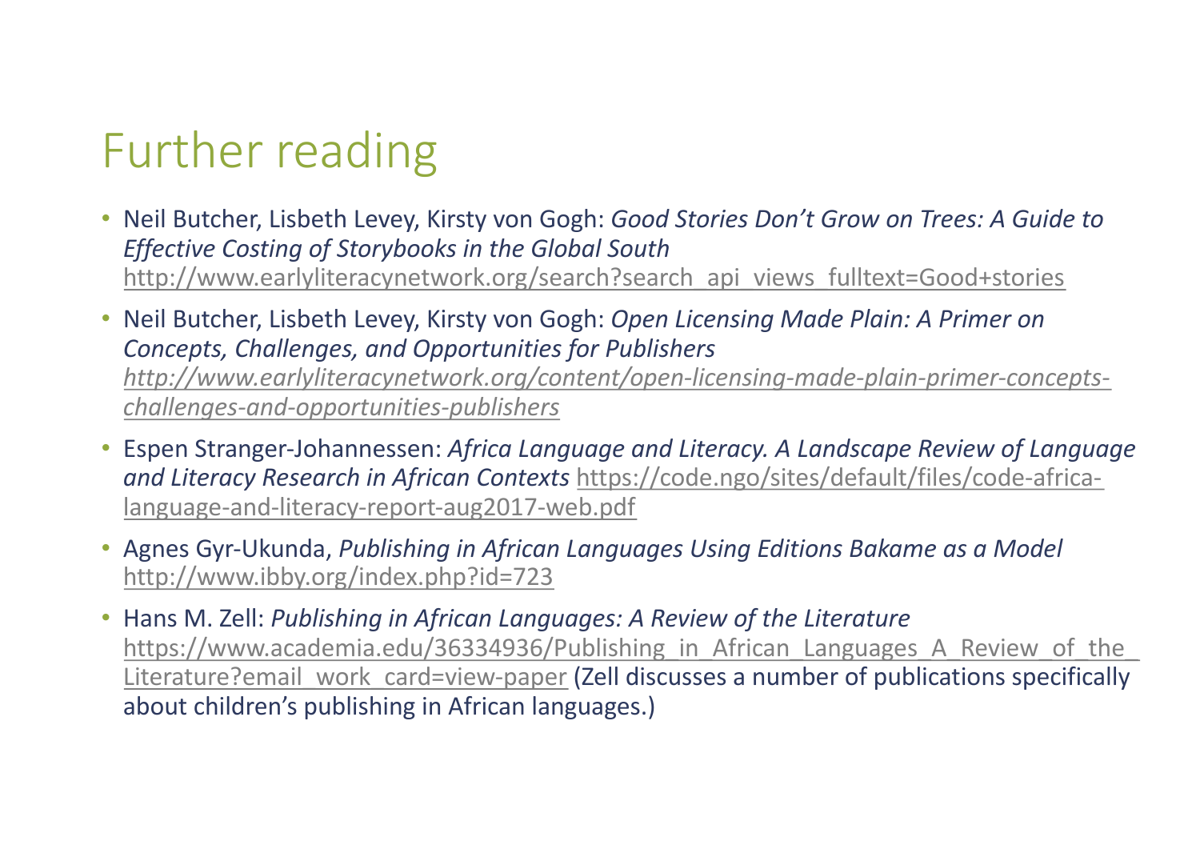# Further reading

- Neil Butcher, Lisbeth Levey, Kirsty von Gogh: *Good Stories Don't Grow on Trees: A Guide to Effective Costing of Storybooks in the Global South* http://www.earlyliteracynetwork.org/search?search_api_views_fulltext=Good+stories
- Neil Butcher, Lisbeth Levey, Kirsty von Gogh: *Open Licensing Made Plain: A Primer on Concepts, Challenges, and Opportunities for Publishers* *http://www.earlyliteracynetwork.org/content/open-licensing-made-plain-primer-concepts-challenges-and-opportunities-publishers*
- Espen Stranger-Johannessen: *Africa Language and Literacy. A Landscape Review of Language and Literacy Research in African Contexts* https://code.ngo/sites/default/files/code-africa-language-and-literacy-report-aug2017-web.pdf
- Agnes Gyr-Ukunda, *Publishing in African Languages Using Editions Bakame as a Model* http://www.ibby.org/index.php?id=723
- Hans M. Zell: *Publishing in African Languages: A Review of the Literature* https://www.academia.edu/36334936/Publishing_in_African_Languages_A_Review_of_the_Literature?email_work_card=view-paper (Zell discusses a number of publications specifically about children's publishing in African languages.)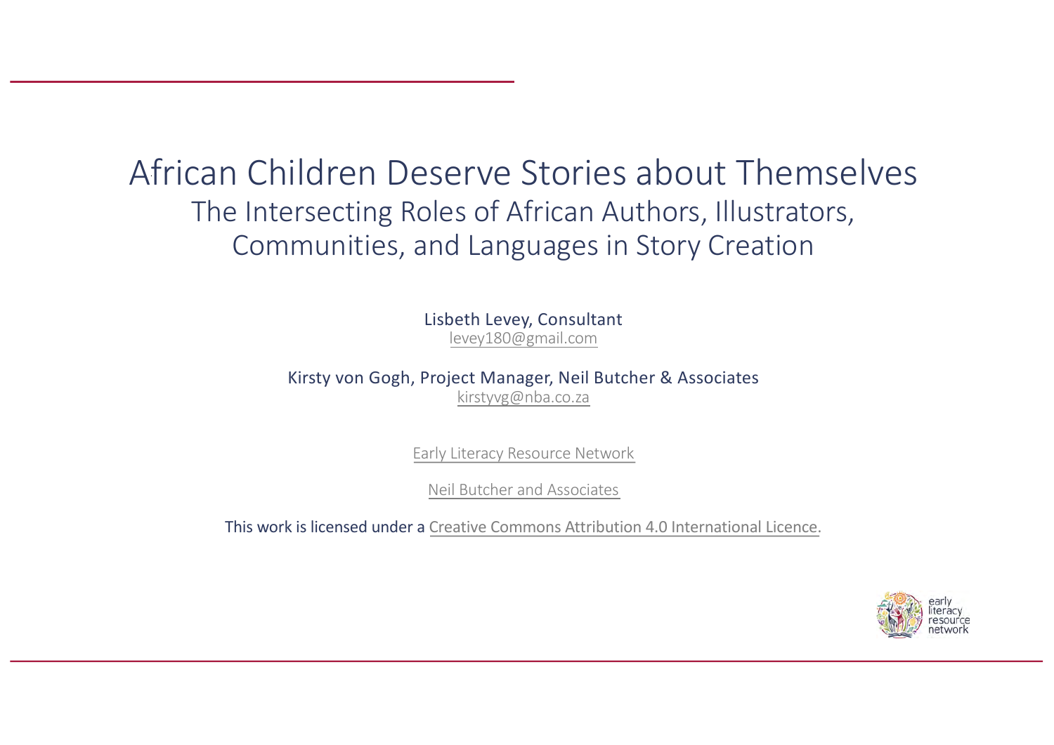# African Children Deserve Stories about Themselves

## The Intersecting Roles of African Authors, Illustrators, Communities, and Languages in Story Creation

Lisbeth Levey, Consultant
levey180@gmail.com

Kirsty von Gogh, Project Manager, Neil Butcher & Associates
kirstyvg@nba.co.za

Early Literacy Resource Network

Neil Butcher and Associates

This work is licensed under a Creative Commons Attribution 4.0 International Licence.

early literacy resource network